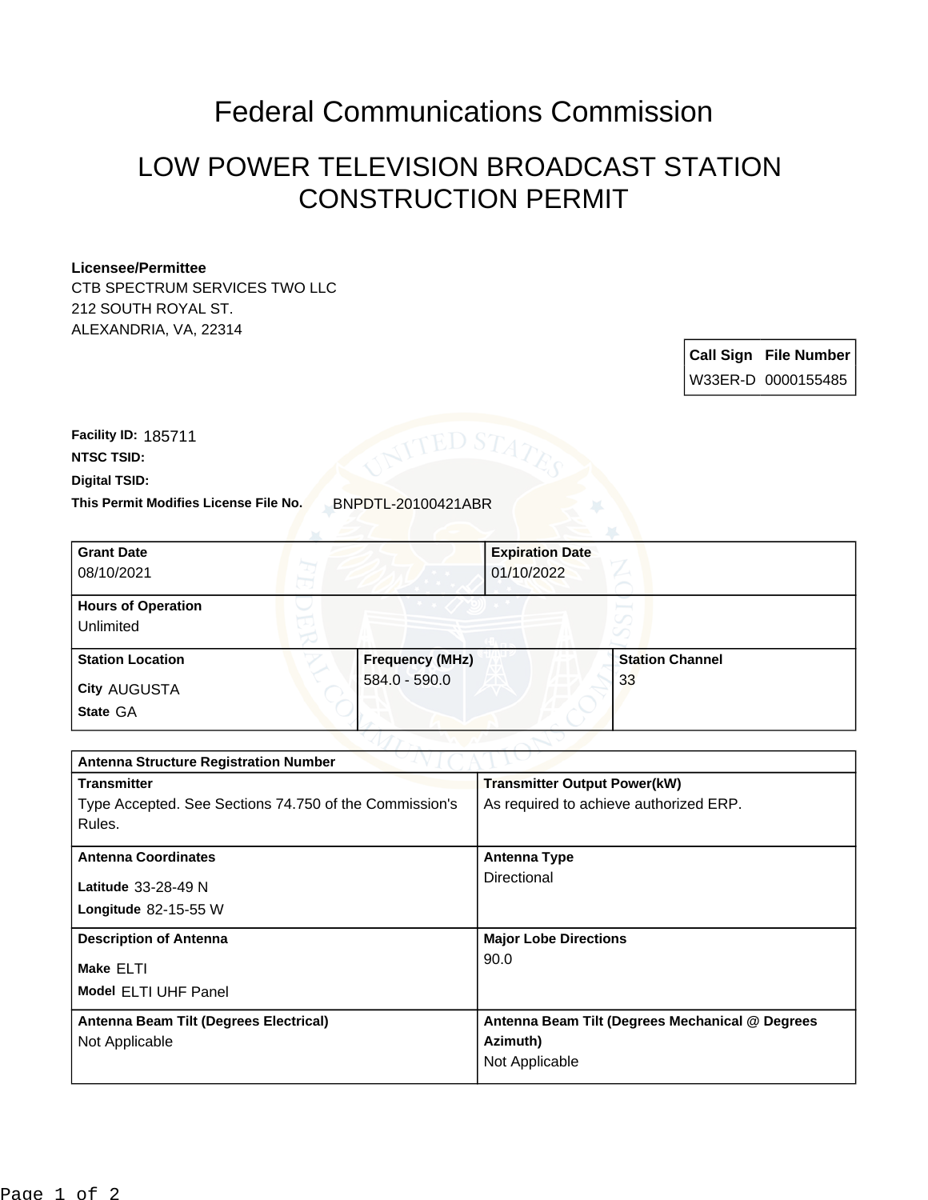# Federal Communications Commission

## LOW POWER TELEVISION BROADCAST STATION CONSTRUCTION PERMIT

**Licensee/Permittee**
CTB SPECTRUM SERVICES TWO LLC
212 SOUTH ROYAL ST.
ALEXANDRIA, VA, 22314

| Call Sign | File Number |
|---|---|
| W33ER-D | 0000155485 |

**Facility ID:** 185711

**NTSC TSID:**

**Digital TSID:**

**This Permit Modifies License File No.** BNPDTL-20100421ABR

| Grant Date | Expiration Date |
|---|---|
| 08/10/2021 | 01/10/2022 |

| Hours of Operation |
|---|
| Unlimited |

| Station Location | Frequency (MHz) | Station Channel |
|---|---|---|
| City AUGUSTA<br>State GA | 584.0 - 590.0 | 33 |

| Antenna Structure Registration Number | |
|---|---|
| **Transmitter**<br>Type Accepted. See Sections 74.750 of the Commission's Rules. | **Transmitter Output Power(kW)**<br>As required to achieve authorized ERP. |
| **Antenna Coordinates**<br>Latitude 33-28-49 N<br>Longitude 82-15-55 W | **Antenna Type**<br>Directional |
| **Description of Antenna**<br>Make ELTI<br>Model ELTI UHF Panel | **Major Lobe Directions**<br>90.0 |
| **Antenna Beam Tilt (Degrees Electrical)**<br>Not Applicable | **Antenna Beam Tilt (Degrees Mechanical @ Degrees Azimuth)**<br>Not Applicable |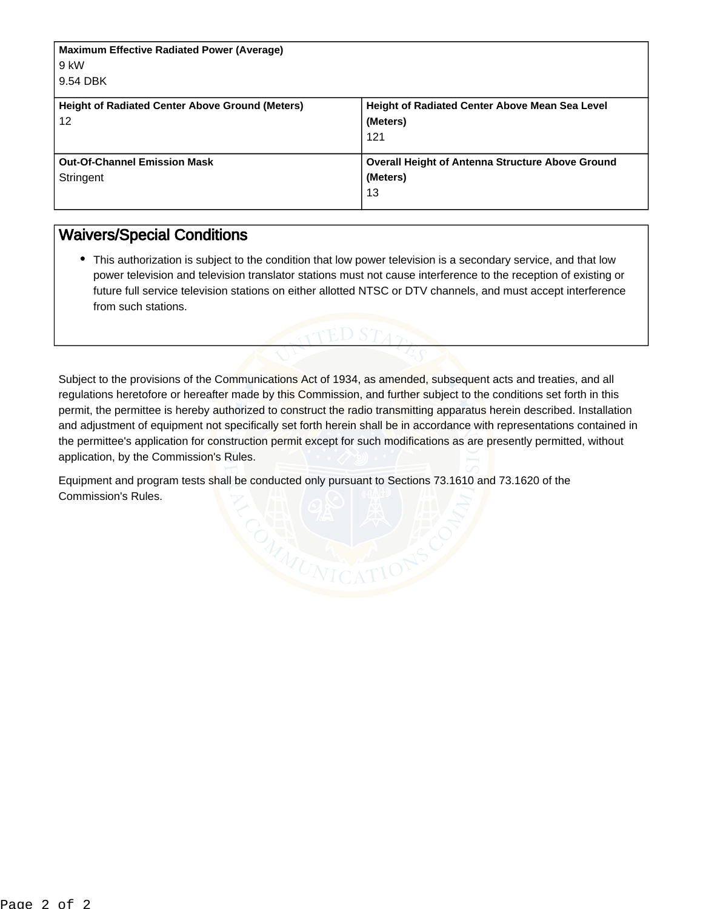| | |
|---|---|
| **Maximum Effective Radiated Power (Average)**<br>9 kW<br>9.54 DBK | |
| **Height of Radiated Center Above Ground (Meters)**<br>12 | **Height of Radiated Center Above Mean Sea Level (Meters)**<br>121 |
| **Out-Of-Channel Emission Mask**<br>Stringent | **Overall Height of Antenna Structure Above Ground (Meters)**<br>13 |

## Waivers/Special Conditions

- This authorization is subject to the condition that low power television is a secondary service, and that low power television and television translator stations must not cause interference to the reception of existing or future full service television stations on either allotted NTSC or DTV channels, and must accept interference from such stations.

Subject to the provisions of the Communications Act of 1934, as amended, subsequent acts and treaties, and all regulations heretofore or hereafter made by this Commission, and further subject to the conditions set forth in this permit, the permittee is hereby authorized to construct the radio transmitting apparatus herein described. Installation and adjustment of equipment not specifically set forth herein shall be in accordance with representations contained in the permittee's application for construction permit except for such modifications as are presently permitted, without application, by the Commission's Rules.

Equipment and program tests shall be conducted only pursuant to Sections 73.1610 and 73.1620 of the Commission's Rules.